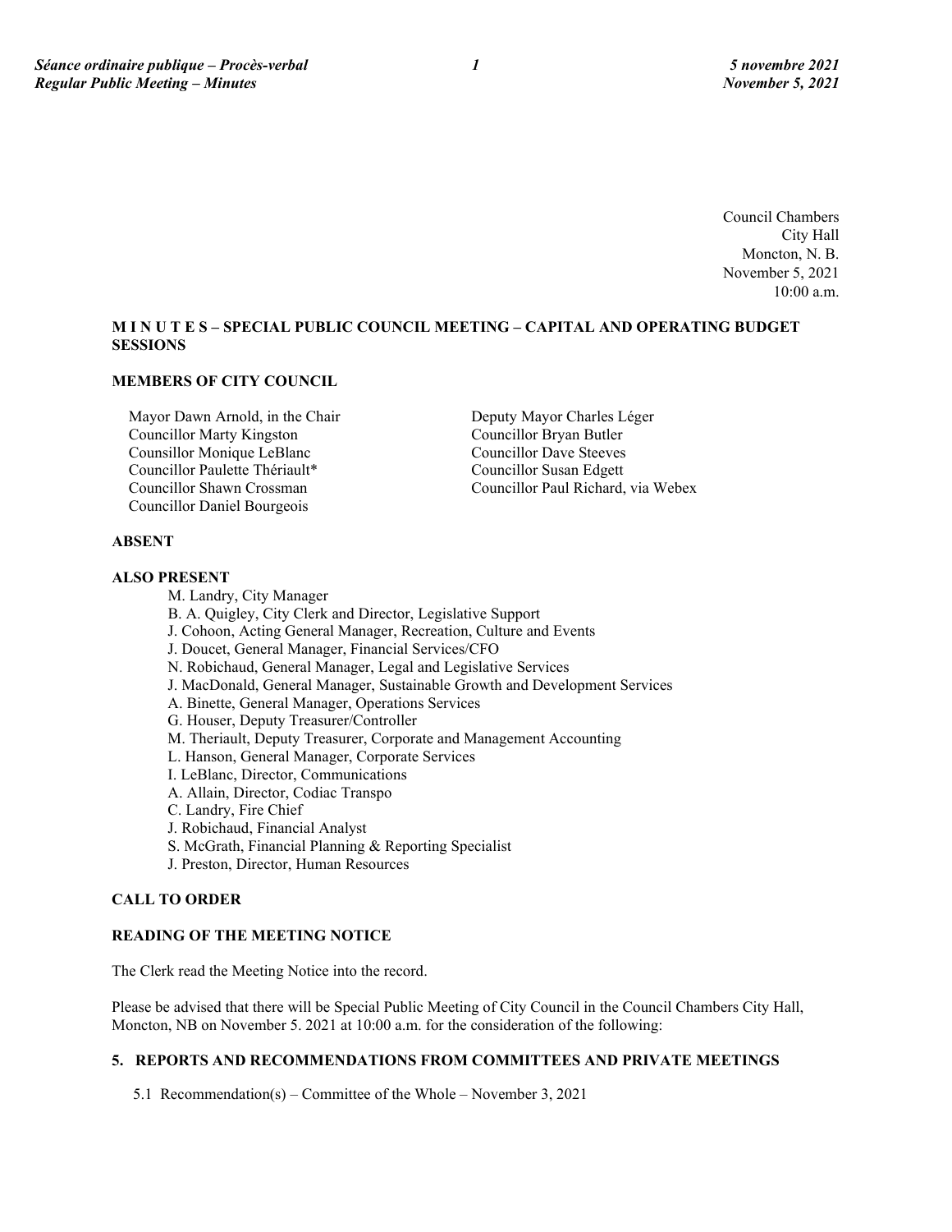Council Chambers
City Hall
Moncton, N. B.
November 5, 2021
10:00 a.m.

**M I N U T E S – SPECIAL PUBLIC COUNCIL MEETING – CAPITAL AND OPERATING BUDGET SESSIONS**

**MEMBERS OF CITY COUNCIL**

Mayor Dawn Arnold, in the Chair
Councillor Marty Kingston
Counsillor Monique LeBlanc
Councillor Paulette Thériault*
Councillor Shawn Crossman
Councillor Daniel Bourgeois
Deputy Mayor Charles Léger
Councillor Bryan Butler
Councillor Dave Steeves
Councillor Susan Edgett
Councillor Paul Richard, via Webex

**ABSENT**

**ALSO PRESENT**

M. Landry, City Manager
B. A. Quigley, City Clerk and Director, Legislative Support
J. Cohoon, Acting General Manager, Recreation, Culture and Events
J. Doucet, General Manager, Financial Services/CFO
N. Robichaud, General Manager, Legal and Legislative Services
J. MacDonald, General Manager, Sustainable Growth and Development Services
A. Binette, General Manager, Operations Services
G. Houser, Deputy Treasurer/Controller
M. Theriault, Deputy Treasurer, Corporate and Management Accounting
L. Hanson, General Manager, Corporate Services
I. LeBlanc, Director, Communications
A. Allain, Director, Codiac Transpo
C. Landry, Fire Chief
J. Robichaud, Financial Analyst
S. McGrath, Financial Planning & Reporting Specialist
J. Preston, Director, Human Resources

**CALL TO ORDER**

**READING OF THE MEETING NOTICE**

The Clerk read the Meeting Notice into the record.

Please be advised that there will be Special Public Meeting of City Council in the Council Chambers City Hall, Moncton, NB on November 5. 2021 at 10:00 a.m. for the consideration of the following:

**5. REPORTS AND RECOMMENDATIONS FROM COMMITTEES AND PRIVATE MEETINGS**

5.1 Recommendation(s) – Committee of the Whole – November 3, 2021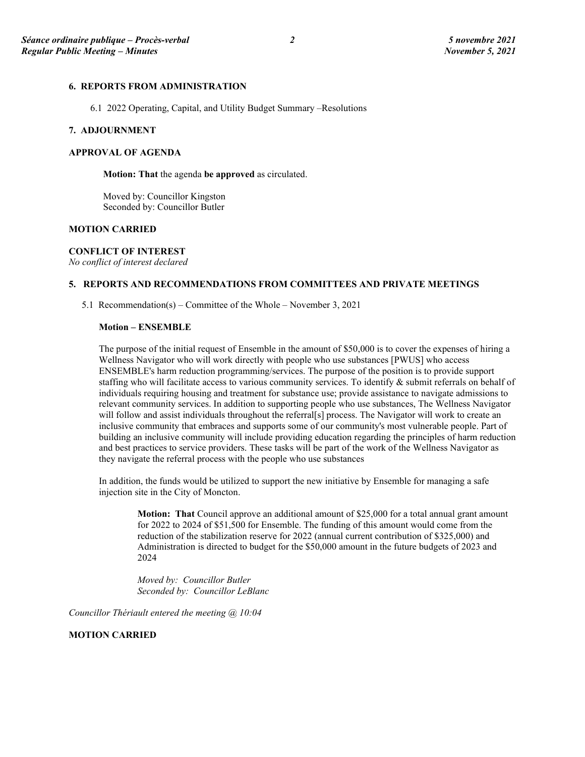**6. REPORTS FROM ADMINISTRATION**

6.1 2022 Operating, Capital, and Utility Budget Summary –Resolutions

**7. ADJOURNMENT**

**APPROVAL OF AGENDA**

**Motion: That** the agenda **be approved** as circulated.

Moved by: Councillor Kingston
Seconded by: Councillor Butler

**MOTION CARRIED**

**CONFLICT OF INTEREST**
*No conflict of interest declared*

**5. REPORTS AND RECOMMENDATIONS FROM COMMITTEES AND PRIVATE MEETINGS**

5.1 Recommendation(s) – Committee of the Whole – November 3, 2021

**Motion – ENSEMBLE**

The purpose of the initial request of Ensemble in the amount of $50,000 is to cover the expenses of hiring a Wellness Navigator who will work directly with people who use substances [PWUS] who access ENSEMBLE's harm reduction programming/services. The purpose of the position is to provide support staffing who will facilitate access to various community services. To identify & submit referrals on behalf of individuals requiring housing and treatment for substance use; provide assistance to navigate admissions to relevant community services. In addition to supporting people who use substances, The Wellness Navigator will follow and assist individuals throughout the referral[s] process. The Navigator will work to create an inclusive community that embraces and supports some of our community's most vulnerable people. Part of building an inclusive community will include providing education regarding the principles of harm reduction and best practices to service providers. These tasks will be part of the work of the Wellness Navigator as they navigate the referral process with the people who use substances

In addition, the funds would be utilized to support the new initiative by Ensemble for managing a safe injection site in the City of Moncton.

**Motion: That** Council approve an additional amount of $25,000 for a total annual grant amount for 2022 to 2024 of $51,500 for Ensemble. The funding of this amount would come from the reduction of the stabilization reserve for 2022 (annual current contribution of $325,000) and Administration is directed to budget for the $50,000 amount in the future budgets of 2023 and 2024

*Moved by: Councillor Butler*
*Seconded by: Councillor LeBlanc*

*Councillor Thériault entered the meeting @ 10:04*

**MOTION CARRIED**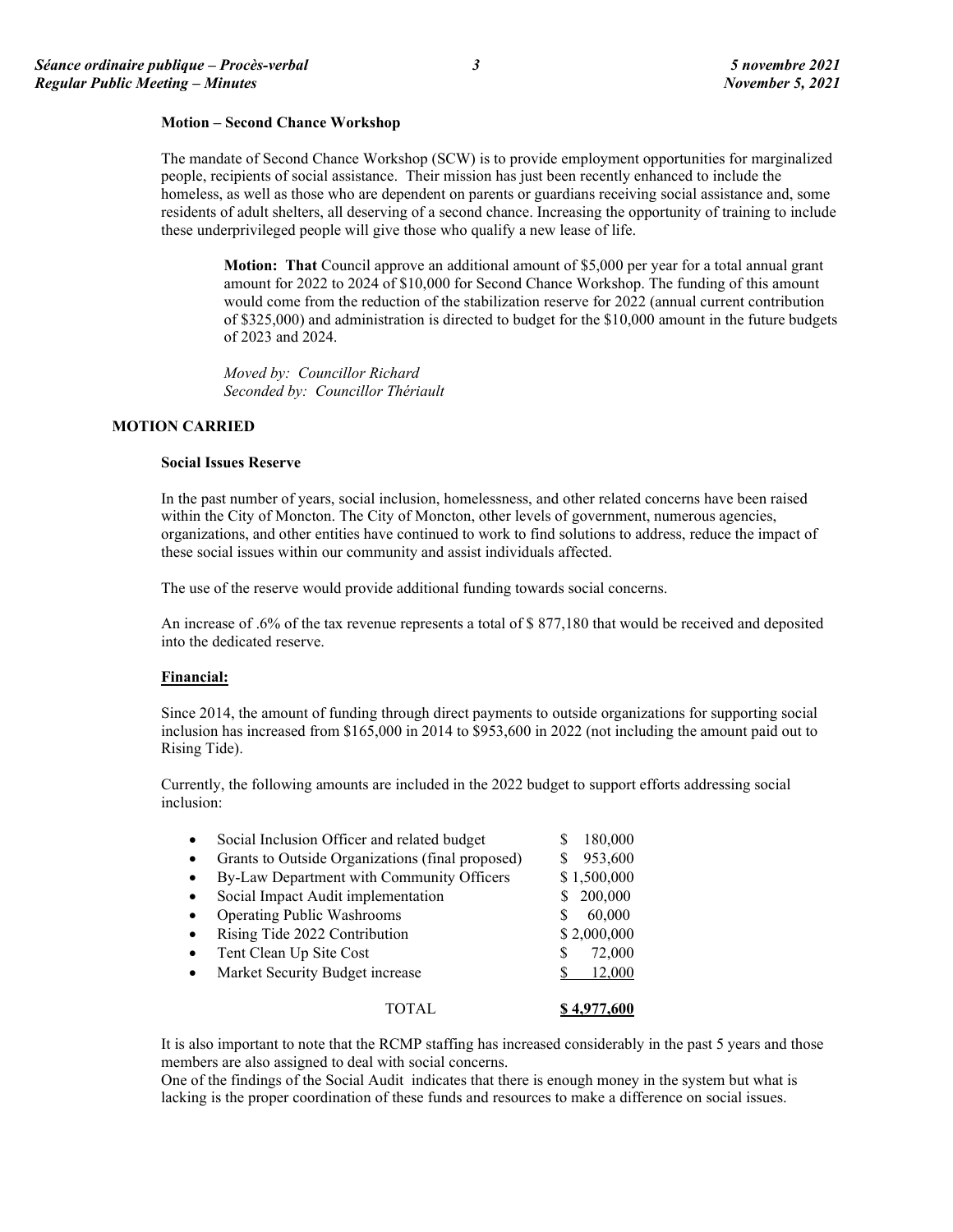**Motion – Second Chance Workshop**

The mandate of Second Chance Workshop (SCW) is to provide employment opportunities for marginalized people, recipients of social assistance. Their mission has just been recently enhanced to include the homeless, as well as those who are dependent on parents or guardians receiving social assistance and, some residents of adult shelters, all deserving of a second chance. Increasing the opportunity of training to include these underprivileged people will give those who qualify a new lease of life.

> **Motion: That** Council approve an additional amount of $5,000 per year for a total annual grant amount for 2022 to 2024 of $10,000 for Second Chance Workshop. The funding of this amount would come from the reduction of the stabilization reserve for 2022 (annual current contribution of $325,000) and administration is directed to budget for the $10,000 amount in the future budgets of 2023 and 2024.
>
> *Moved by: Councillor Richard*
> *Seconded by: Councillor Thériault*

**MOTION CARRIED**

**Social Issues Reserve**

In the past number of years, social inclusion, homelessness, and other related concerns have been raised within the City of Moncton. The City of Moncton, other levels of government, numerous agencies, organizations, and other entities have continued to work to find solutions to address, reduce the impact of these social issues within our community and assist individuals affected.

The use of the reserve would provide additional funding towards social concerns.

An increase of .6% of the tax revenue represents a total of $ 877,180 that would be received and deposited into the dedicated reserve.

**Financial:**

Since 2014, the amount of funding through direct payments to outside organizations for supporting social inclusion has increased from $165,000 in 2014 to $953,600 in 2022 (not including the amount paid out to Rising Tide).

Currently, the following amounts are included in the 2022 budget to support efforts addressing social inclusion:

| Item | Amount |
|---|---|
| Social Inclusion Officer and related budget | $ 180,000 |
| Grants to Outside Organizations (final proposed) | $ 953,600 |
| By-Law Department with Community Officers | $ 1,500,000 |
| Social Impact Audit implementation | $ 200,000 |
| Operating Public Washrooms | $ 60,000 |
| Rising Tide 2022 Contribution | $ 2,000,000 |
| Tent Clean Up Site Cost | $ 72,000 |
| Market Security Budget increase | $ 12,000 |
| TOTAL | **$ 4,977,600** |

It is also important to note that the RCMP staffing has increased considerably in the past 5 years and those members are also assigned to deal with social concerns.
One of the findings of the Social Audit indicates that there is enough money in the system but what is lacking is the proper coordination of these funds and resources to make a difference on social issues.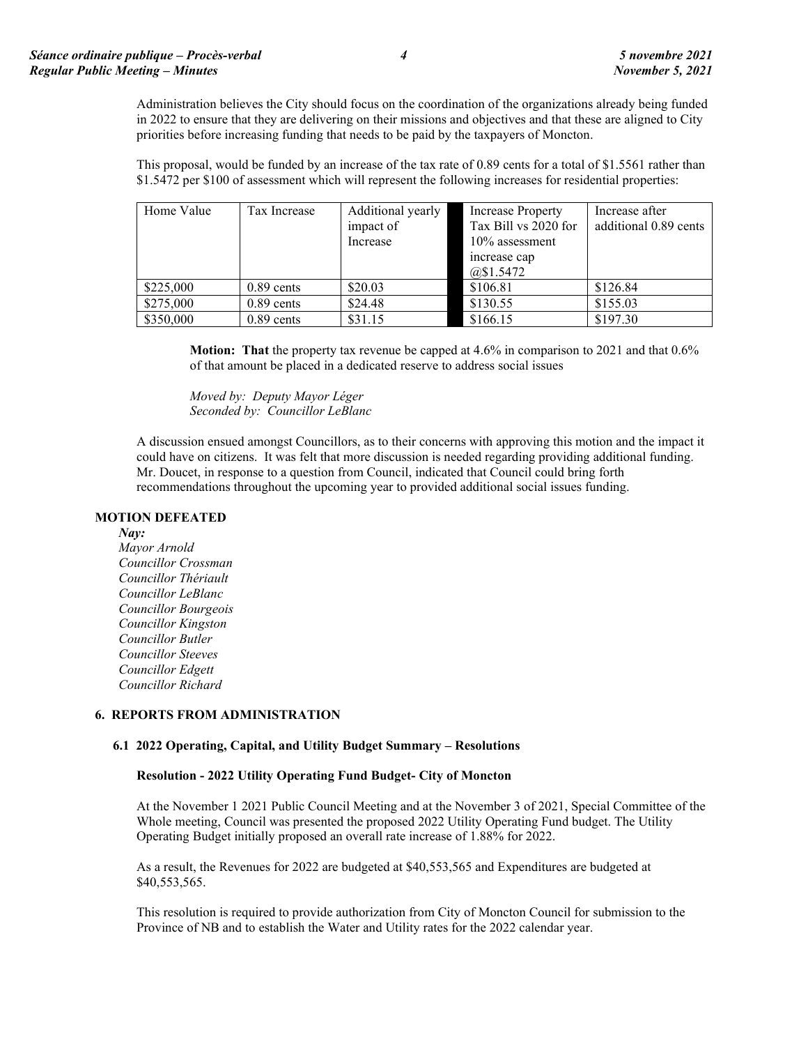Administration believes the City should focus on the coordination of the organizations already being funded in 2022 to ensure that they are delivering on their missions and objectives and that these are aligned to City priorities before increasing funding that needs to be paid by the taxpayers of Moncton.

This proposal, would be funded by an increase of the tax rate of 0.89 cents for a total of $1.5561 rather than $1.5472 per $100 of assessment which will represent the following increases for residential properties:

| Home Value | Tax Increase | Additional yearly impact of Increase | | Increase Property Tax Bill vs 2020 for 10% assessment increase cap @$1.5472 | Increase after additional 0.89 cents |
|---|---|---|---|---|---|
| $225,000 | 0.89 cents | $20.03 | | $106.81 | $126.84 |
| $275,000 | 0.89 cents | $24.48 | | $130.55 | $155.03 |
| $350,000 | 0.89 cents | $31.15 | | $166.15 | $197.30 |

**Motion: That** the property tax revenue be capped at 4.6% in comparison to 2021 and that 0.6% of that amount be placed in a dedicated reserve to address social issues

*Moved by: Deputy Mayor Léger*
*Seconded by: Councillor LeBlanc*

A discussion ensued amongst Councillors, as to their concerns with approving this motion and the impact it could have on citizens. It was felt that more discussion is needed regarding providing additional funding. Mr. Doucet, in response to a question from Council, indicated that Council could bring forth recommendations throughout the upcoming year to provided additional social issues funding.

**MOTION DEFEATED**

***Nay:***
*Mayor Arnold*
*Councillor Crossman*
*Councillor Thériault*
*Councillor LeBlanc*
*Councillor Bourgeois*
*Councillor Kingston*
*Councillor Butler*
*Councillor Steeves*
*Councillor Edgett*
*Councillor Richard*

## 6. REPORTS FROM ADMINISTRATION

### 6.1 2022 Operating, Capital, and Utility Budget Summary – Resolutions

**Resolution - 2022 Utility Operating Fund Budget- City of Moncton**

At the November 1 2021 Public Council Meeting and at the November 3 of 2021, Special Committee of the Whole meeting, Council was presented the proposed 2022 Utility Operating Fund budget. The Utility Operating Budget initially proposed an overall rate increase of 1.88% for 2022.

As a result, the Revenues for 2022 are budgeted at $40,553,565 and Expenditures are budgeted at $40,553,565.

This resolution is required to provide authorization from City of Moncton Council for submission to the Province of NB and to establish the Water and Utility rates for the 2022 calendar year.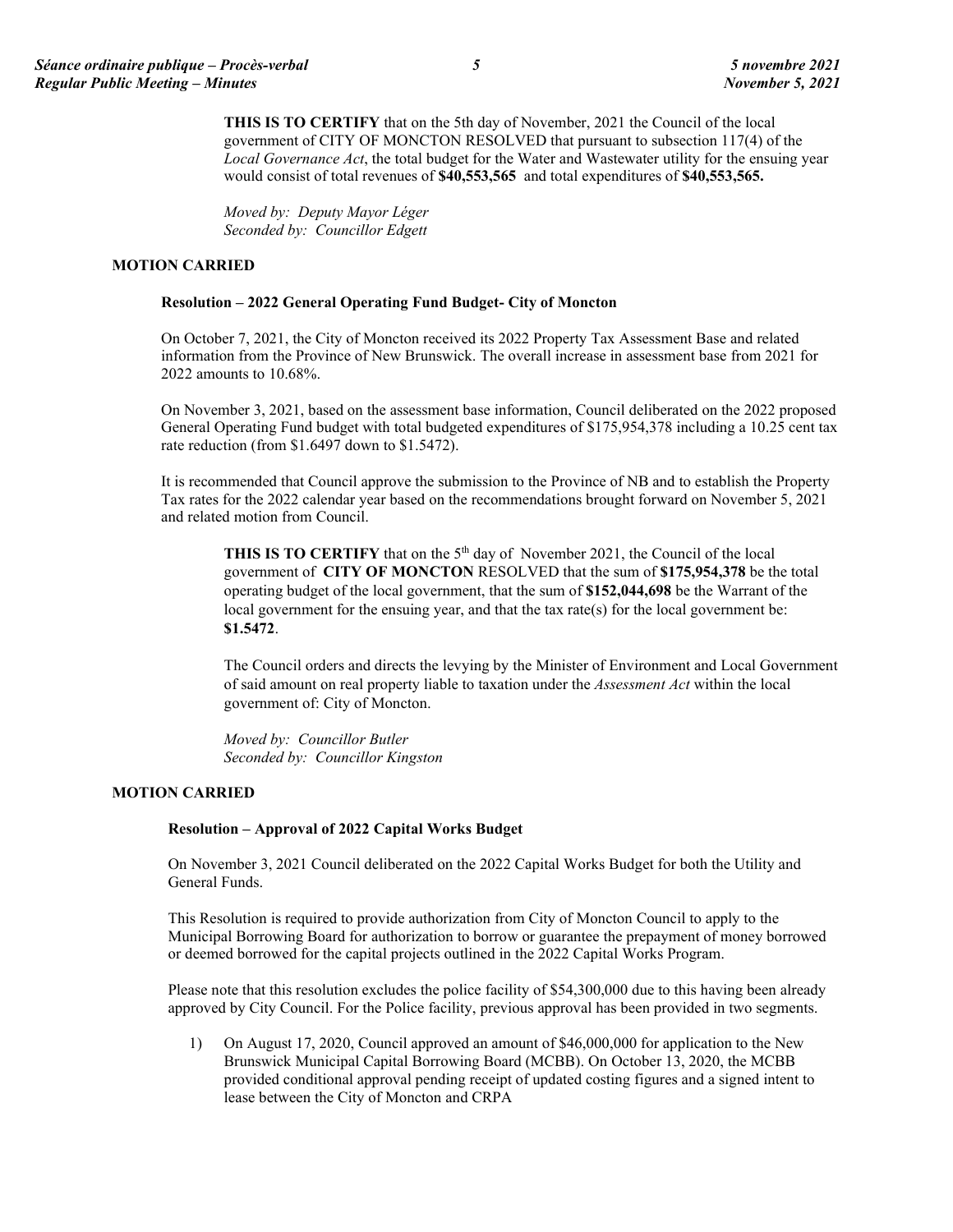**THIS IS TO CERTIFY** that on the 5th day of November, 2021 the Council of the local government of CITY OF MONCTON RESOLVED that pursuant to subsection 117(4) of the *Local Governance Act*, the total budget for the Water and Wastewater utility for the ensuing year would consist of total revenues of **$40,553,565** and total expenditures of **$40,553,565.**

*Moved by: Deputy Mayor Léger*
*Seconded by: Councillor Edgett*

**MOTION CARRIED**

**Resolution – 2022 General Operating Fund Budget- City of Moncton**

On October 7, 2021, the City of Moncton received its 2022 Property Tax Assessment Base and related information from the Province of New Brunswick. The overall increase in assessment base from 2021 for 2022 amounts to 10.68%.

On November 3, 2021, based on the assessment base information, Council deliberated on the 2022 proposed General Operating Fund budget with total budgeted expenditures of $175,954,378 including a 10.25 cent tax rate reduction (from $1.6497 down to $1.5472).

It is recommended that Council approve the submission to the Province of NB and to establish the Property Tax rates for the 2022 calendar year based on the recommendations brought forward on November 5, 2021 and related motion from Council.

**THIS IS TO CERTIFY** that on the 5th day of November 2021, the Council of the local government of **CITY OF MONCTON** RESOLVED that the sum of **$175,954,378** be the total operating budget of the local government, that the sum of **$152,044,698** be the Warrant of the local government for the ensuing year, and that the tax rate(s) for the local government be: **$1.5472**.

The Council orders and directs the levying by the Minister of Environment and Local Government of said amount on real property liable to taxation under the *Assessment Act* within the local government of: City of Moncton.

*Moved by: Councillor Butler*
*Seconded by: Councillor Kingston*

**MOTION CARRIED**

**Resolution – Approval of 2022 Capital Works Budget**

On November 3, 2021 Council deliberated on the 2022 Capital Works Budget for both the Utility and General Funds.

This Resolution is required to provide authorization from City of Moncton Council to apply to the Municipal Borrowing Board for authorization to borrow or guarantee the prepayment of money borrowed or deemed borrowed for the capital projects outlined in the 2022 Capital Works Program.

Please note that this resolution excludes the police facility of $54,300,000 due to this having been already approved by City Council. For the Police facility, previous approval has been provided in two segments.

1) On August 17, 2020, Council approved an amount of $46,000,000 for application to the New Brunswick Municipal Capital Borrowing Board (MCBB). On October 13, 2020, the MCBB provided conditional approval pending receipt of updated costing figures and a signed intent to lease between the City of Moncton and CRPA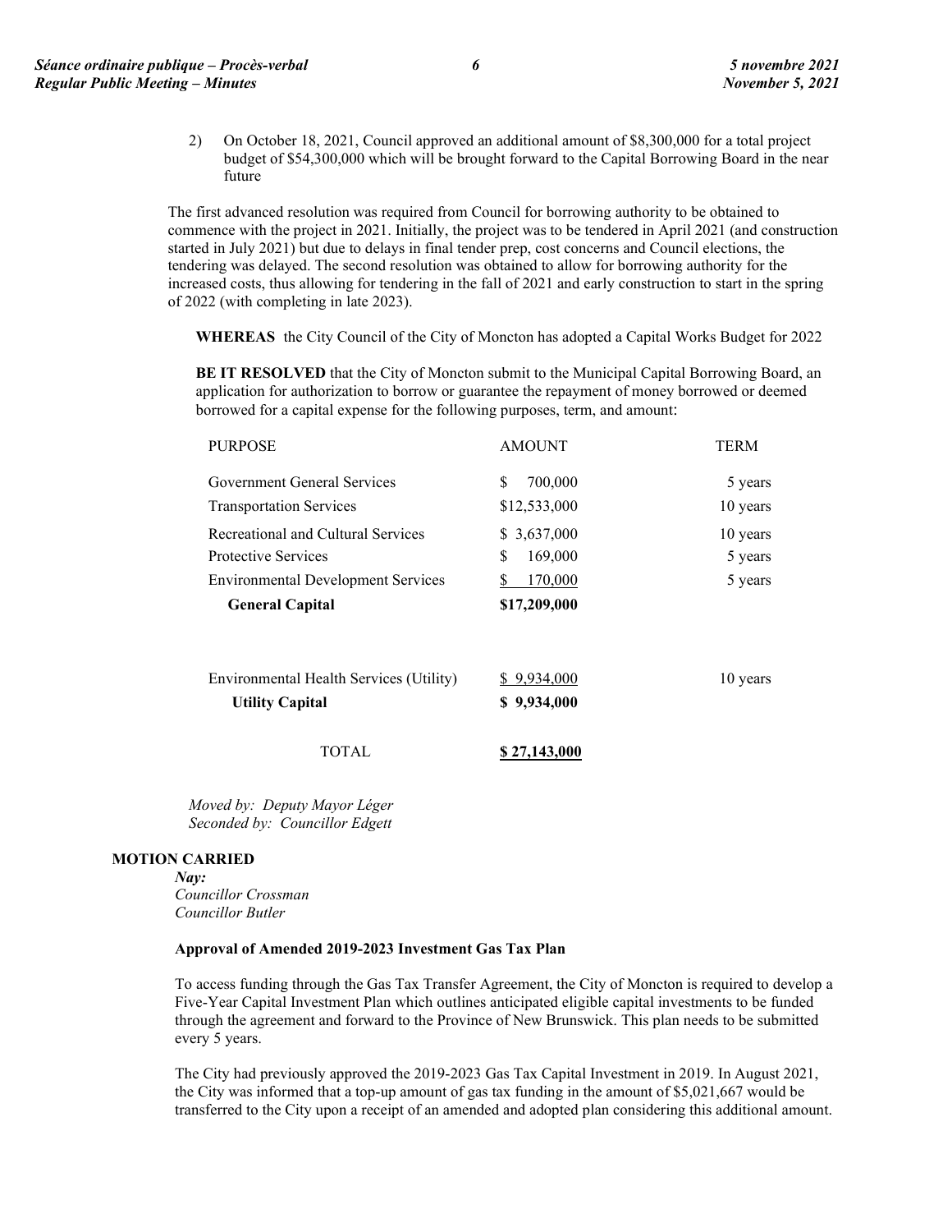2) On October 18, 2021, Council approved an additional amount of \$8,300,000 for a total project budget of \$54,300,000 which will be brought forward to the Capital Borrowing Board in the near future

The first advanced resolution was required from Council for borrowing authority to be obtained to commence with the project in 2021. Initially, the project was to be tendered in April 2021 (and construction started in July 2021) but due to delays in final tender prep, cost concerns and Council elections, the tendering was delayed. The second resolution was obtained to allow for borrowing authority for the increased costs, thus allowing for tendering in the fall of 2021 and early construction to start in the spring of 2022 (with completing in late 2023).

**WHEREAS** the City Council of the City of Moncton has adopted a Capital Works Budget for 2022

**BE IT RESOLVED** that the City of Moncton submit to the Municipal Capital Borrowing Board, an application for authorization to borrow or guarantee the repayment of money borrowed or deemed borrowed for a capital expense for the following purposes, term, and amount:

| PURPOSE | AMOUNT | TERM |
|---|---|---|
| Government General Services | \$ 700,000 | 5 years |
| Transportation Services | \$12,533,000 | 10 years |
| Recreational and Cultural Services | \$ 3,637,000 | 10 years |
| Protective Services | \$ 169,000 | 5 years |
| Environmental Development Services | \$ 170,000 | 5 years |
| **General Capital** | **\$17,209,000** | |
| | | |
| Environmental Health Services (Utility) | \$ 9,934,000 | 10 years |
| **Utility Capital** | **\$ 9,934,000** | |
| | | |
| TOTAL | **\$ 27,143,000** | |

*Moved by: Deputy Mayor Léger*
*Seconded by: Councillor Edgett*

**MOTION CARRIED**

***Nay:***
*Councillor Crossman*
*Councillor Butler*

**Approval of Amended 2019-2023 Investment Gas Tax Plan**

To access funding through the Gas Tax Transfer Agreement, the City of Moncton is required to develop a Five-Year Capital Investment Plan which outlines anticipated eligible capital investments to be funded through the agreement and forward to the Province of New Brunswick. This plan needs to be submitted every 5 years.

The City had previously approved the 2019-2023 Gas Tax Capital Investment in 2019. In August 2021, the City was informed that a top-up amount of gas tax funding in the amount of \$5,021,667 would be transferred to the City upon a receipt of an amended and adopted plan considering this additional amount.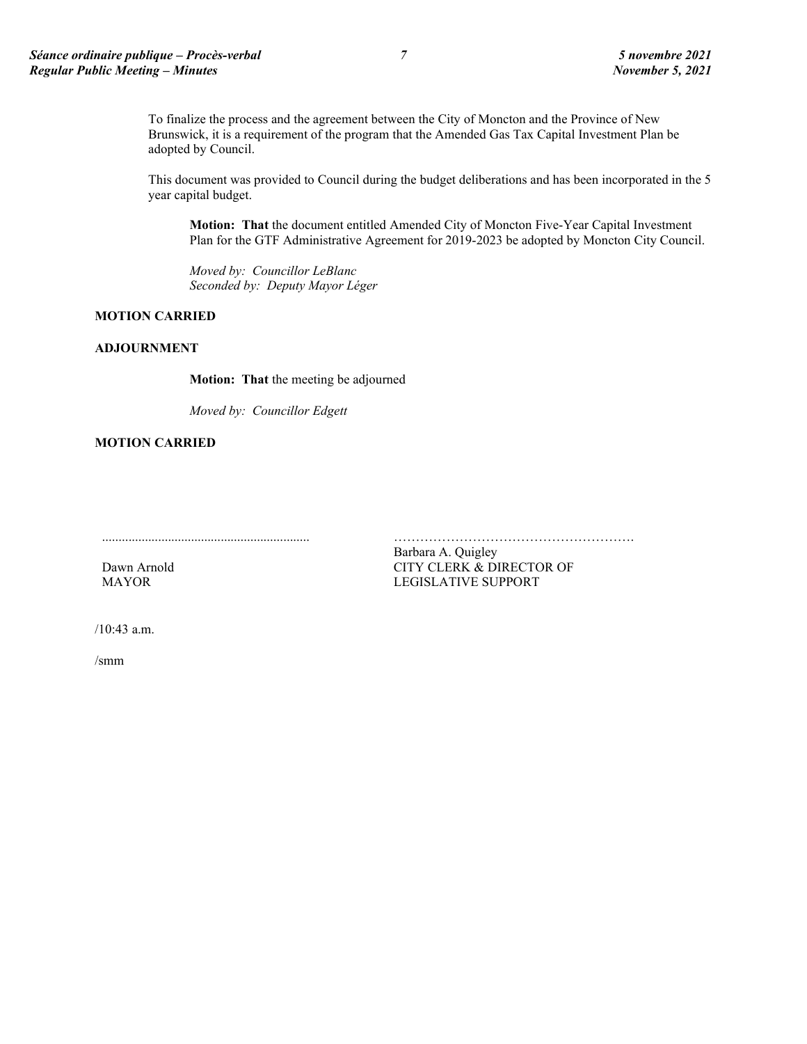To finalize the process and the agreement between the City of Moncton and the Province of New Brunswick, it is a requirement of the program that the Amended Gas Tax Capital Investment Plan be adopted by Council.

This document was provided to Council during the budget deliberations and has been incorporated in the 5 year capital budget.

> **Motion: That** the document entitled Amended City of Moncton Five-Year Capital Investment Plan for the GTF Administrative Agreement for 2019-2023 be adopted by Moncton City Council.
>
> *Moved by: Councillor LeBlanc*
> *Seconded by: Deputy Mayor Léger*

**MOTION CARRIED**

**ADJOURNMENT**

> **Motion: That** the meeting be adjourned
>
> *Moved by: Councillor Edgett*

**MOTION CARRIED**

| | |
|---|---|
| ............................................................... | ……………………………………………… |
| Dawn Arnold | Barbara A. Quigley |
| MAYOR | CITY CLERK & DIRECTOR OF LEGISLATIVE SUPPORT |

/10:43 a.m.

/smm